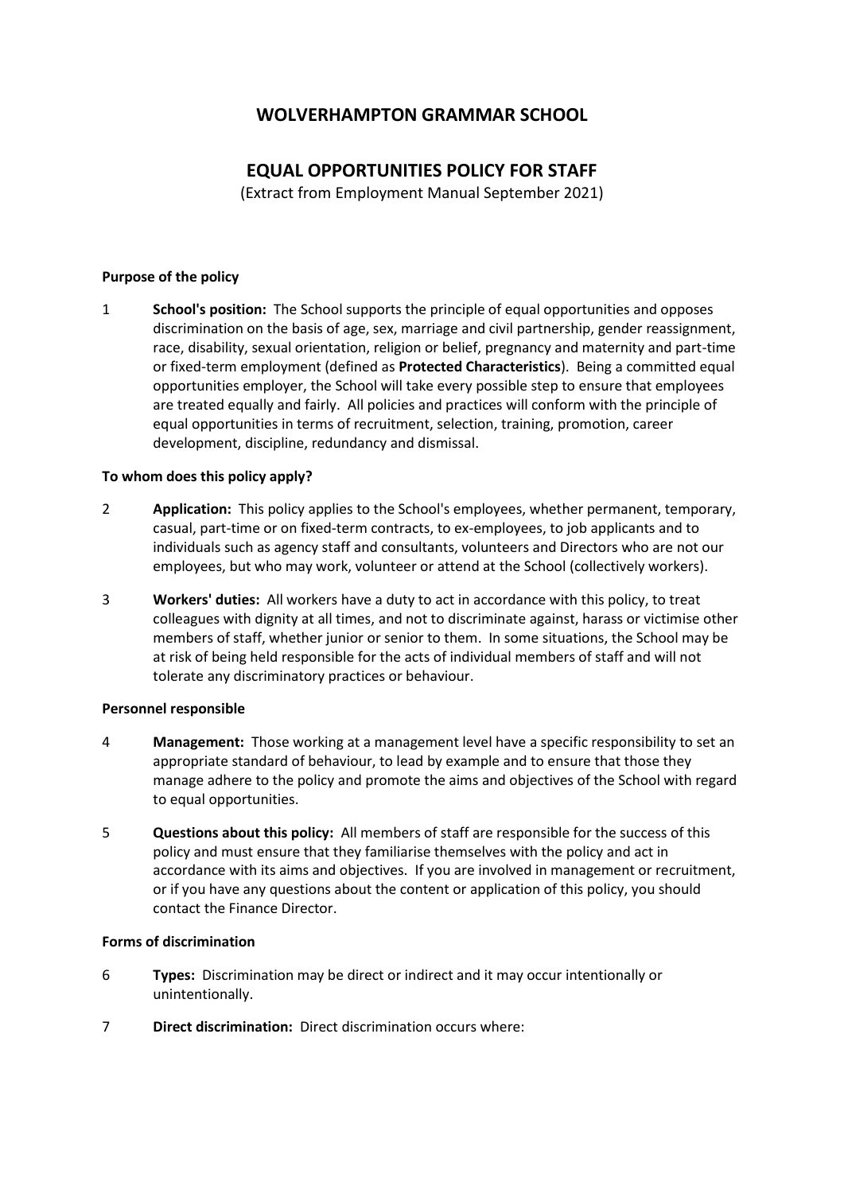# WOLVERHAMPTON GRAMMAR SCHOOL

## EQUAL OPPORTUNITIES POLICY FOR STAFF

(Extract from Employment Manual September 2021)

**Purpose of the policy**

1 **School's position:** The School supports the principle of equal opportunities and opposes discrimination on the basis of age, sex, marriage and civil partnership, gender reassignment, race, disability, sexual orientation, religion or belief, pregnancy and maternity and part-time or fixed-term employment (defined as **Protected Characteristics**). Being a committed equal opportunities employer, the School will take every possible step to ensure that employees are treated equally and fairly. All policies and practices will conform with the principle of equal opportunities in terms of recruitment, selection, training, promotion, career development, discipline, redundancy and dismissal.

**To whom does this policy apply?**

2 **Application:** This policy applies to the School's employees, whether permanent, temporary, casual, part-time or on fixed-term contracts, to ex-employees, to job applicants and to individuals such as agency staff and consultants, volunteers and Directors who are not our employees, but who may work, volunteer or attend at the School (collectively workers).

3 **Workers' duties:** All workers have a duty to act in accordance with this policy, to treat colleagues with dignity at all times, and not to discriminate against, harass or victimise other members of staff, whether junior or senior to them. In some situations, the School may be at risk of being held responsible for the acts of individual members of staff and will not tolerate any discriminatory practices or behaviour.

**Personnel responsible**

4 **Management:** Those working at a management level have a specific responsibility to set an appropriate standard of behaviour, to lead by example and to ensure that those they manage adhere to the policy and promote the aims and objectives of the School with regard to equal opportunities.

5 **Questions about this policy:** All members of staff are responsible for the success of this policy and must ensure that they familiarise themselves with the policy and act in accordance with its aims and objectives. If you are involved in management or recruitment, or if you have any questions about the content or application of this policy, you should contact the Finance Director.

**Forms of discrimination**

6 **Types:** Discrimination may be direct or indirect and it may occur intentionally or unintentionally.

7 **Direct discrimination:** Direct discrimination occurs where: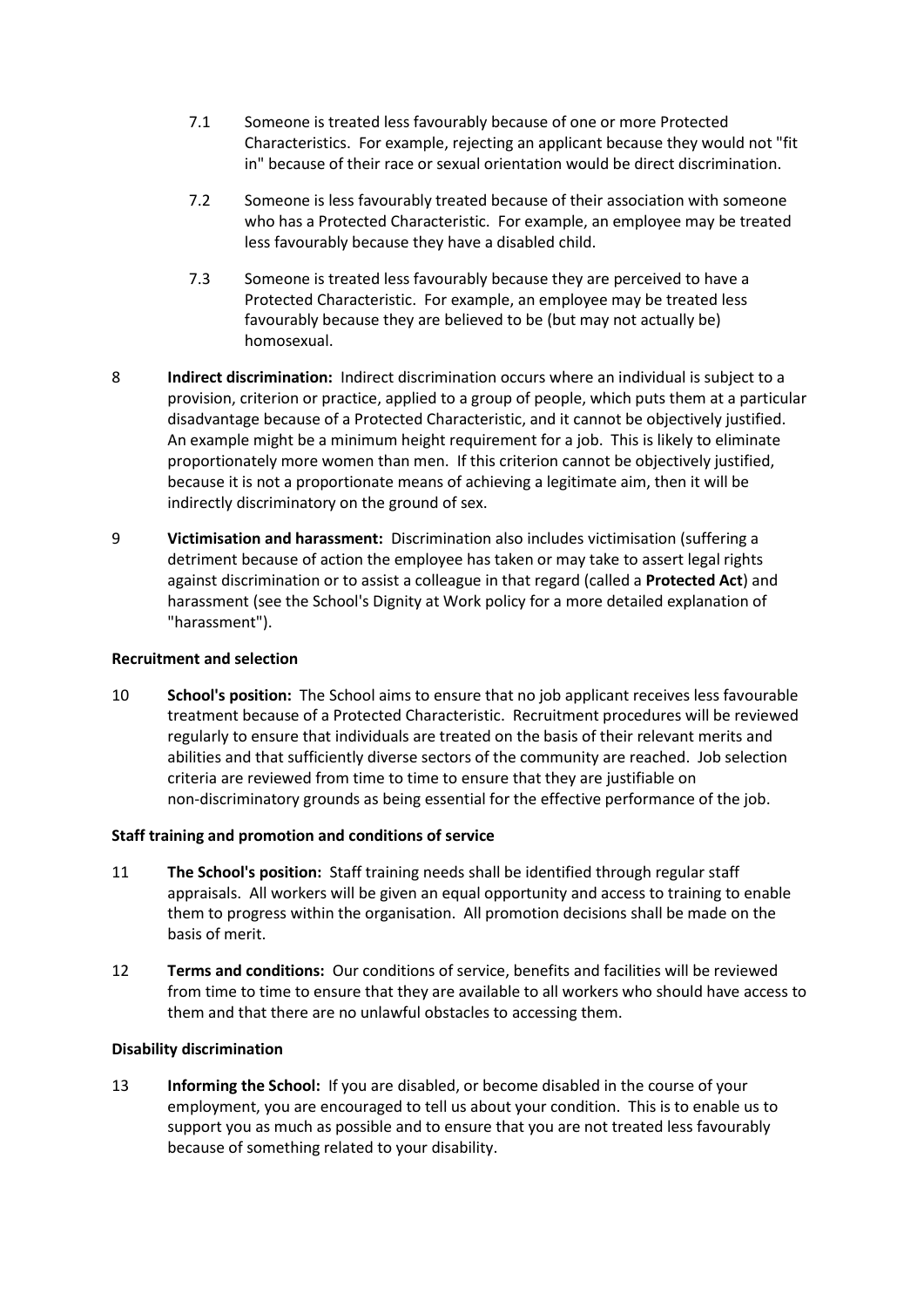7.1 Someone is treated less favourably because of one or more Protected Characteristics. For example, rejecting an applicant because they would not "fit in" because of their race or sexual orientation would be direct discrimination.

7.2 Someone is less favourably treated because of their association with someone who has a Protected Characteristic. For example, an employee may be treated less favourably because they have a disabled child.

7.3 Someone is treated less favourably because they are perceived to have a Protected Characteristic. For example, an employee may be treated less favourably because they are believed to be (but may not actually be) homosexual.

8 **Indirect discrimination:** Indirect discrimination occurs where an individual is subject to a provision, criterion or practice, applied to a group of people, which puts them at a particular disadvantage because of a Protected Characteristic, and it cannot be objectively justified. An example might be a minimum height requirement for a job. This is likely to eliminate proportionately more women than men. If this criterion cannot be objectively justified, because it is not a proportionate means of achieving a legitimate aim, then it will be indirectly discriminatory on the ground of sex.

9 **Victimisation and harassment:** Discrimination also includes victimisation (suffering a detriment because of action the employee has taken or may take to assert legal rights against discrimination or to assist a colleague in that regard (called a **Protected Act**) and harassment (see the School's Dignity at Work policy for a more detailed explanation of "harassment").

**Recruitment and selection**

10 **School's position:** The School aims to ensure that no job applicant receives less favourable treatment because of a Protected Characteristic. Recruitment procedures will be reviewed regularly to ensure that individuals are treated on the basis of their relevant merits and abilities and that sufficiently diverse sectors of the community are reached. Job selection criteria are reviewed from time to time to ensure that they are justifiable on non-discriminatory grounds as being essential for the effective performance of the job.

**Staff training and promotion and conditions of service**

11 **The School's position:** Staff training needs shall be identified through regular staff appraisals. All workers will be given an equal opportunity and access to training to enable them to progress within the organisation. All promotion decisions shall be made on the basis of merit.

12 **Terms and conditions:** Our conditions of service, benefits and facilities will be reviewed from time to time to ensure that they are available to all workers who should have access to them and that there are no unlawful obstacles to accessing them.

**Disability discrimination**

13 **Informing the School:** If you are disabled, or become disabled in the course of your employment, you are encouraged to tell us about your condition. This is to enable us to support you as much as possible and to ensure that you are not treated less favourably because of something related to your disability.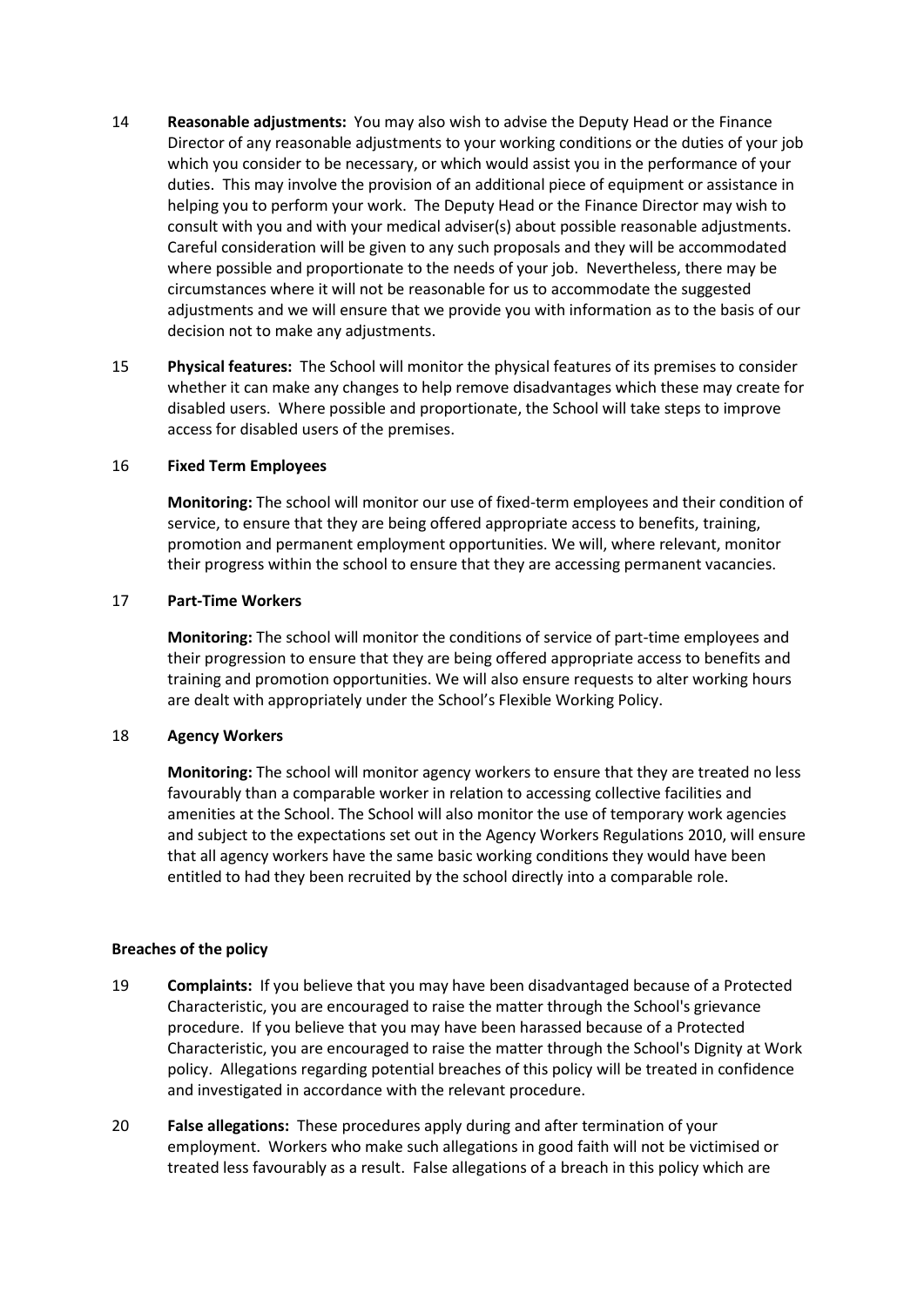14 **Reasonable adjustments:** You may also wish to advise the Deputy Head or the Finance Director of any reasonable adjustments to your working conditions or the duties of your job which you consider to be necessary, or which would assist you in the performance of your duties. This may involve the provision of an additional piece of equipment or assistance in helping you to perform your work. The Deputy Head or the Finance Director may wish to consult with you and with your medical adviser(s) about possible reasonable adjustments. Careful consideration will be given to any such proposals and they will be accommodated where possible and proportionate to the needs of your job. Nevertheless, there may be circumstances where it will not be reasonable for us to accommodate the suggested adjustments and we will ensure that we provide you with information as to the basis of our decision not to make any adjustments.

15 **Physical features:** The School will monitor the physical features of its premises to consider whether it can make any changes to help remove disadvantages which these may create for disabled users. Where possible and proportionate, the School will take steps to improve access for disabled users of the premises.

16 **Fixed Term Employees**

**Monitoring:** The school will monitor our use of fixed-term employees and their condition of service, to ensure that they are being offered appropriate access to benefits, training, promotion and permanent employment opportunities. We will, where relevant, monitor their progress within the school to ensure that they are accessing permanent vacancies.

17 **Part-Time Workers**

**Monitoring:** The school will monitor the conditions of service of part-time employees and their progression to ensure that they are being offered appropriate access to benefits and training and promotion opportunities. We will also ensure requests to alter working hours are dealt with appropriately under the School's Flexible Working Policy.

18 **Agency Workers**

**Monitoring:** The school will monitor agency workers to ensure that they are treated no less favourably than a comparable worker in relation to accessing collective facilities and amenities at the School. The School will also monitor the use of temporary work agencies and subject to the expectations set out in the Agency Workers Regulations 2010, will ensure that all agency workers have the same basic working conditions they would have been entitled to had they been recruited by the school directly into a comparable role.

**Breaches of the policy**

19 **Complaints:** If you believe that you may have been disadvantaged because of a Protected Characteristic, you are encouraged to raise the matter through the School's grievance procedure. If you believe that you may have been harassed because of a Protected Characteristic, you are encouraged to raise the matter through the School's Dignity at Work policy. Allegations regarding potential breaches of this policy will be treated in confidence and investigated in accordance with the relevant procedure.

20 **False allegations:** These procedures apply during and after termination of your employment. Workers who make such allegations in good faith will not be victimised or treated less favourably as a result. False allegations of a breach in this policy which are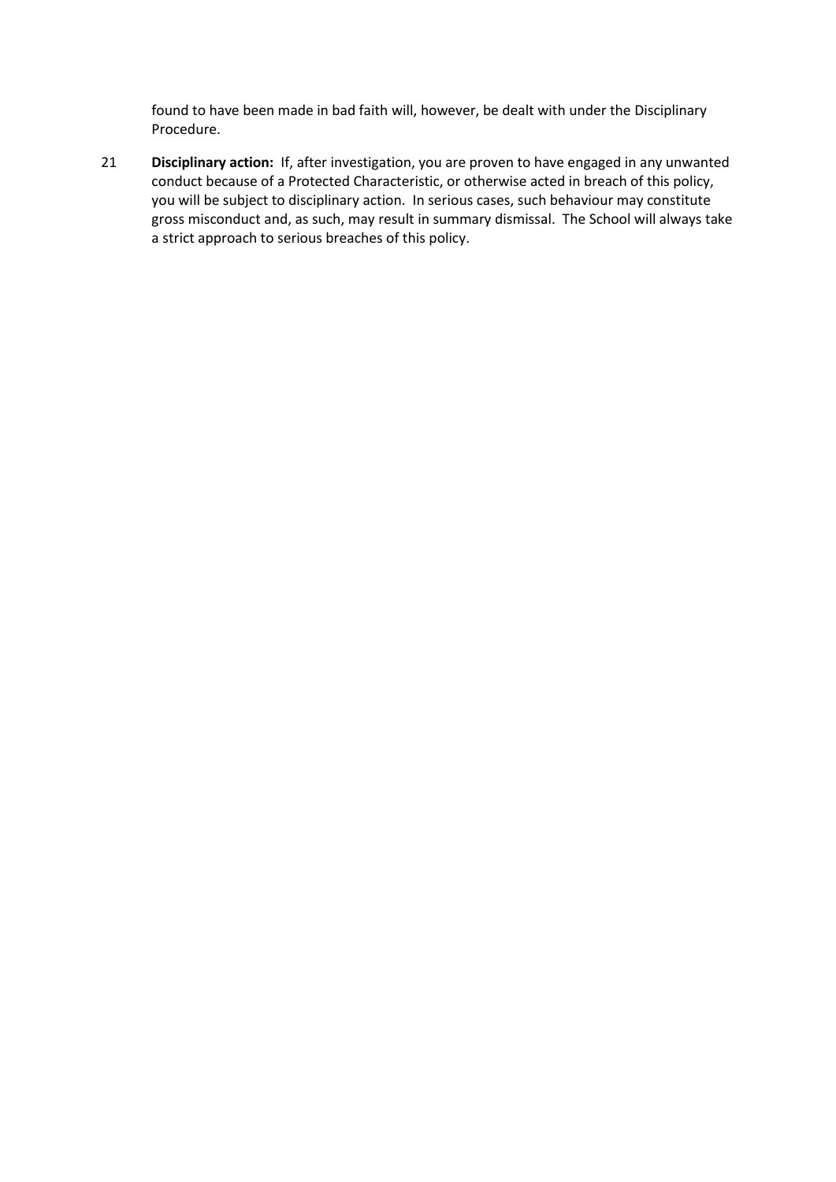found to have been made in bad faith will, however, be dealt with under the Disciplinary Procedure.

21 **Disciplinary action:** If, after investigation, you are proven to have engaged in any unwanted conduct because of a Protected Characteristic, or otherwise acted in breach of this policy, you will be subject to disciplinary action. In serious cases, such behaviour may constitute gross misconduct and, as such, may result in summary dismissal. The School will always take a strict approach to serious breaches of this policy.